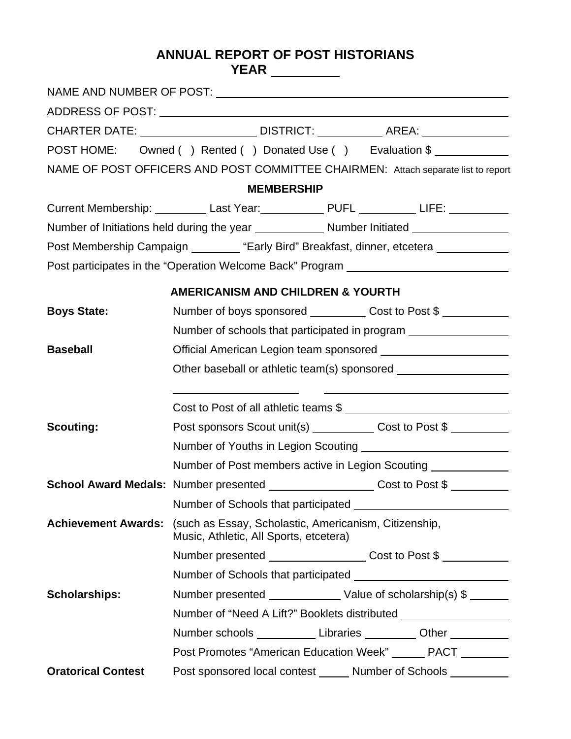# ANNUAL REPORT OF POST HISTORIANS
## YEAR ________

NAME AND NUMBER OF POST: ____________________________________________

ADDRESS OF POST: ____________________________________________

CHARTER DATE: ________________ DISTRICT: __________ AREA: ____________

POST HOME: Owned ( ) Rented ( ) Donated Use ( ) Evaluation $ __________

NAME OF POST OFFICERS AND POST COMMITTEE CHAIRMEN: Attach separate list to report

### MEMBERSHIP

Current Membership: ________ Last Year: __________ PUFL ________ LIFE: ________

Number of Initiations held during the year __________ Number Initiated ______________

Post Membership Campaign ________ "Early Bird" Breakfast, dinner, etcetera __________

Post participates in the "Operation Welcome Back" Program ______________________

### AMERICANISM AND CHILDREN & YOURTH

**Boys State:** Number of boys sponsored ________ Cost to Post $ __________

Number of schools that participated in program ______________

**Baseball** Official American Legion team sponsored ________________

Other baseball or athletic team(s) sponsored ________________

________________ ________________________

Cost to Post of all athletic teams $ ______________________

**Scouting:** Post sponsors Scout unit(s) __________ Cost to Post $ ________

Number of Youths in Legion Scouting ____________________

Number of Post members active in Legion Scouting ___________

**School Award Medals:** Number presented ______________ Cost to Post $ ________

Number of Schools that participated ____________________

**Achievement Awards:** (such as Essay, Scholastic, Americanism, Citizenship, Music, Athletic, All Sports, etcetera)

Number presented ______________ Cost to Post $ __________

Number of Schools that participated ____________________

**Scholarships:** Number presented ___________ Value of scholarship(s) $ ______

Number of "Need A Lift?" Booklets distributed ______________

Number schools _________ Libraries ________ Other _________

Post Promotes "American Education Week" _____ PACT ________

**Oratorical Contest** Post sponsored local contest _____ Number of Schools _________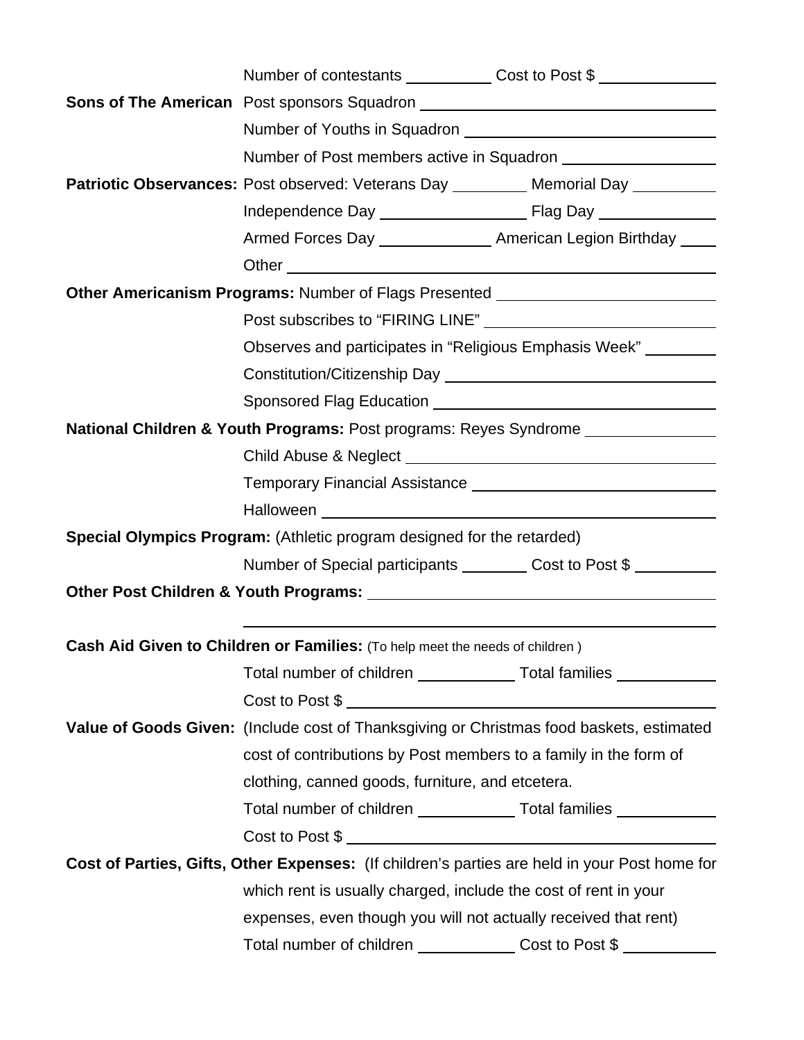Number of contestants ________ Cost to Post $ ________

**Sons of The American** Post sponsors Squadron ________

Number of Youths in Squadron ________

Number of Post members active in Squadron ________

**Patriotic Observances:** Post observed: Veterans Day ________ Memorial Day ________

Independence Day ________ Flag Day ________

Armed Forces Day ________ American Legion Birthday ________

Other ________

**Other Americanism Programs:** Number of Flags Presented ________

Post subscribes to "FIRING LINE" ________

Observes and participates in "Religious Emphasis Week" ________

Constitution/Citizenship Day ________

Sponsored Flag Education ________

**National Children & Youth Programs:** Post programs: Reyes Syndrome ________

Child Abuse & Neglect ________

Temporary Financial Assistance ________

Halloween ________

**Special Olympics Program:** (Athletic program designed for the retarded)

Number of Special participants ________ Cost to Post $ ________

**Other Post Children & Youth Programs:** ________

________

**Cash Aid Given to Children or Families:** (To help meet the needs of children )

Total number of children ________ Total families ________

Cost to Post $ ________

**Value of Goods Given:** (Include cost of Thanksgiving or Christmas food baskets, estimated cost of contributions by Post members to a family in the form of clothing, canned goods, furniture, and etcetera.

Total number of children ________ Total families ________

Cost to Post $ ________

**Cost of Parties, Gifts, Other Expenses:** (If children's parties are held in your Post home for which rent is usually charged, include the cost of rent in your expenses, even though you will not actually received that rent)

Total number of children ________ Cost to Post $ ________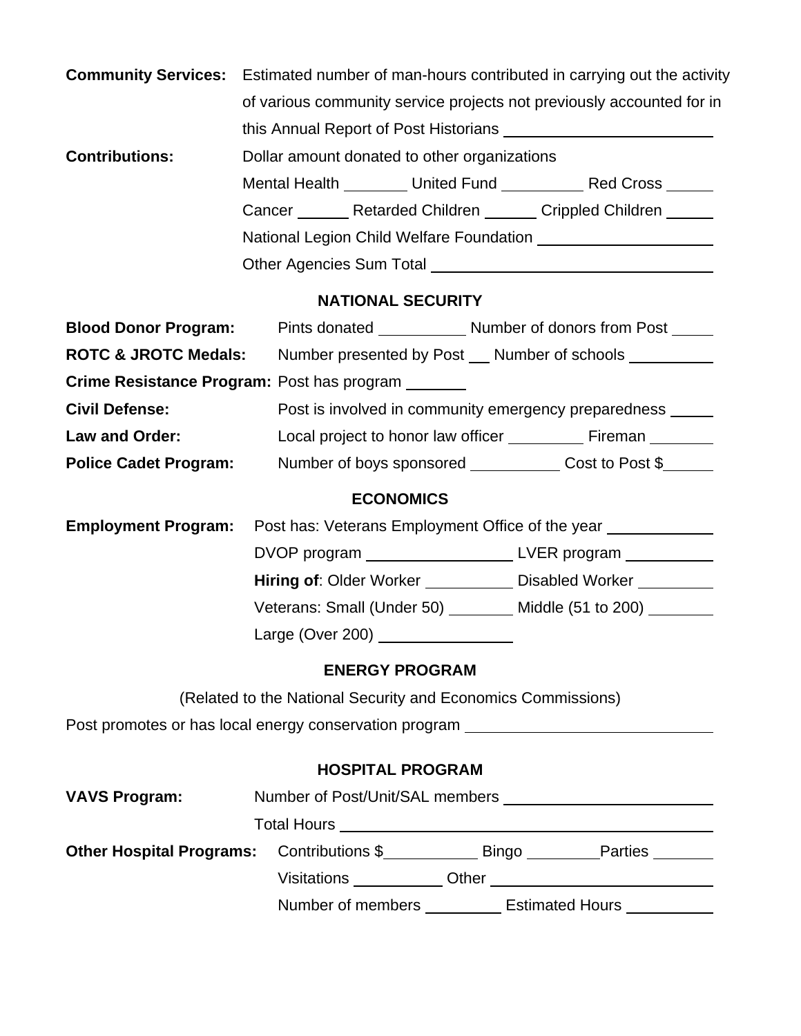**Community Services:** Estimated number of man-hours contributed in carrying out the activity of various community service projects not previously accounted for in this Annual Report of Post Historians ____________

**Contributions:** Dollar amount donated to other organizations

Mental Health ________ United Fund __________ Red Cross ______

Cancer ______ Retarded Children ______ Crippled Children ______

National Legion Child Welfare Foundation ____________

Other Agencies Sum Total ____________

## NATIONAL SECURITY

**Blood Donor Program:** Pints donated __________ Number of donors from Post _____

**ROTC & JROTC Medals:** Number presented by Post ___ Number of schools __________

**Crime Resistance Program:** Post has program _______

**Civil Defense:** Post is involved in community emergency preparedness _____

**Law and Order:** Local project to honor law officer _________ Fireman ________

**Police Cadet Program:** Number of boys sponsored __________ Cost to Post $______

## ECONOMICS

**Employment Program:** Post has: Veterans Employment Office of the year ____________

DVOP program ________________ LVER program __________

**Hiring of**: Older Worker __________ Disabled Worker _________

Veterans: Small (Under 50) ________ Middle (51 to 200) ________

Large (Over 200) _______________

## ENERGY PROGRAM

(Related to the National Security and Economics Commissions)

Post promotes or has local energy conservation program ____________________

## HOSPITAL PROGRAM

**VAVS Program:** Number of Post/Unit/SAL members ____________

Total Hours ____________

**Other Hospital Programs:** Contributions $___________ Bingo ________Parties _______

Visitations __________ Other ____________

Number of members _________ Estimated Hours __________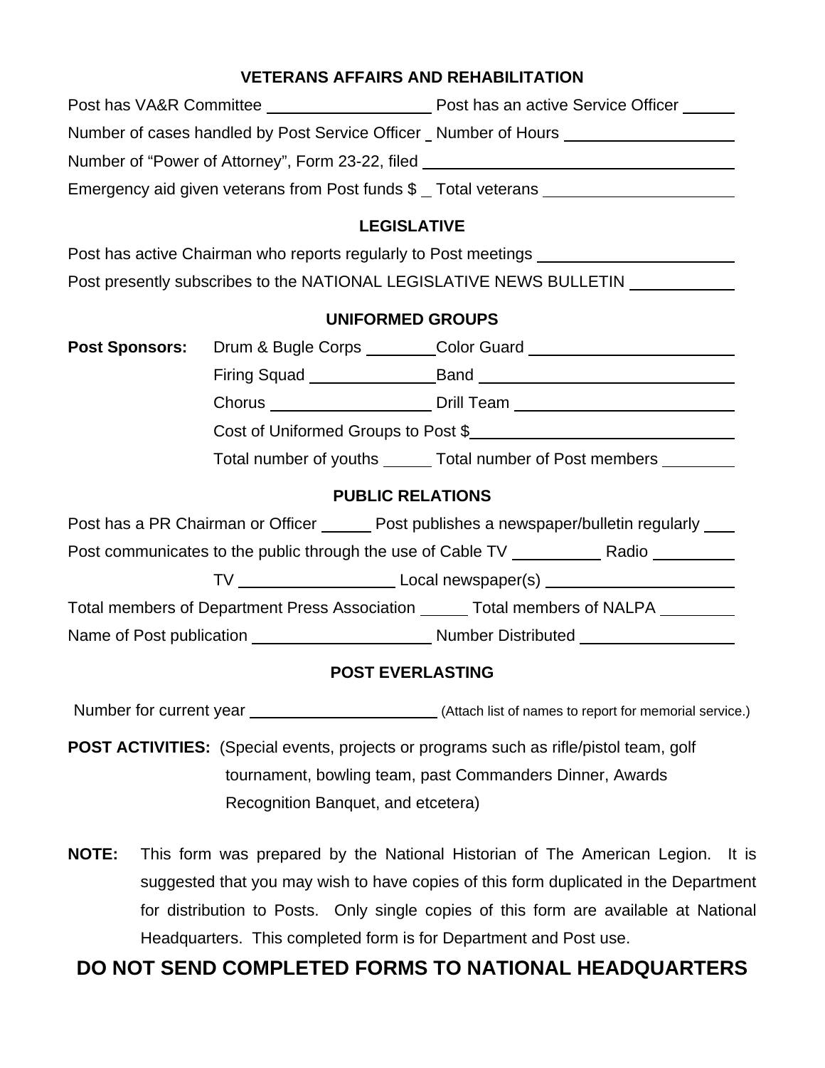## VETERANS AFFAIRS AND REHABILITATION

Post has VA&R Committee ___________________ Post has an active Service Officer ______

Number of cases handled by Post Service Officer _ Number of Hours ___________________

Number of "Power of Attorney", Form 23-22, filed _____________________________________

Emergency aid given veterans from Post funds $ _ Total veterans _____________________

## LEGISLATIVE

Post has active Chairman who reports regularly to Post meetings ______________________

Post presently subscribes to the NATIONAL LEGISLATIVE NEWS BULLETIN ____________

## UNIFORMED GROUPS

**Post Sponsors:**

Drum & Bugle Corps ________ Color Guard ________________________

Firing Squad _______________ Band _____________________________

Chorus __________________ Drill Team _________________________

Cost of Uniformed Groups to Post $______________________________

Total number of youths _____ Total number of Post members ________

## PUBLIC RELATIONS

Post has a PR Chairman or Officer ______ Post publishes a newspaper/bulletin regularly ___

Post communicates to the public through the use of Cable TV __________ Radio _________

TV __________________ Local newspaper(s) _____________________

Total members of Department Press Association _____ Total members of NALPA ________

Name of Post publication ____________________ Number Distributed _________________

## POST EVERLASTING

Number for current year ______________________ (Attach list of names to report for memorial service.)

**POST ACTIVITIES:** (Special events, projects or programs such as rifle/pistol team, golf tournament, bowling team, past Commanders Dinner, Awards Recognition Banquet, and etcetera)

**NOTE:** This form was prepared by the National Historian of The American Legion. It is suggested that you may wish to have copies of this form duplicated in the Department for distribution to Posts. Only single copies of this form are available at National Headquarters. This completed form is for Department and Post use.

## DO NOT SEND COMPLETED FORMS TO NATIONAL HEADQUARTERS